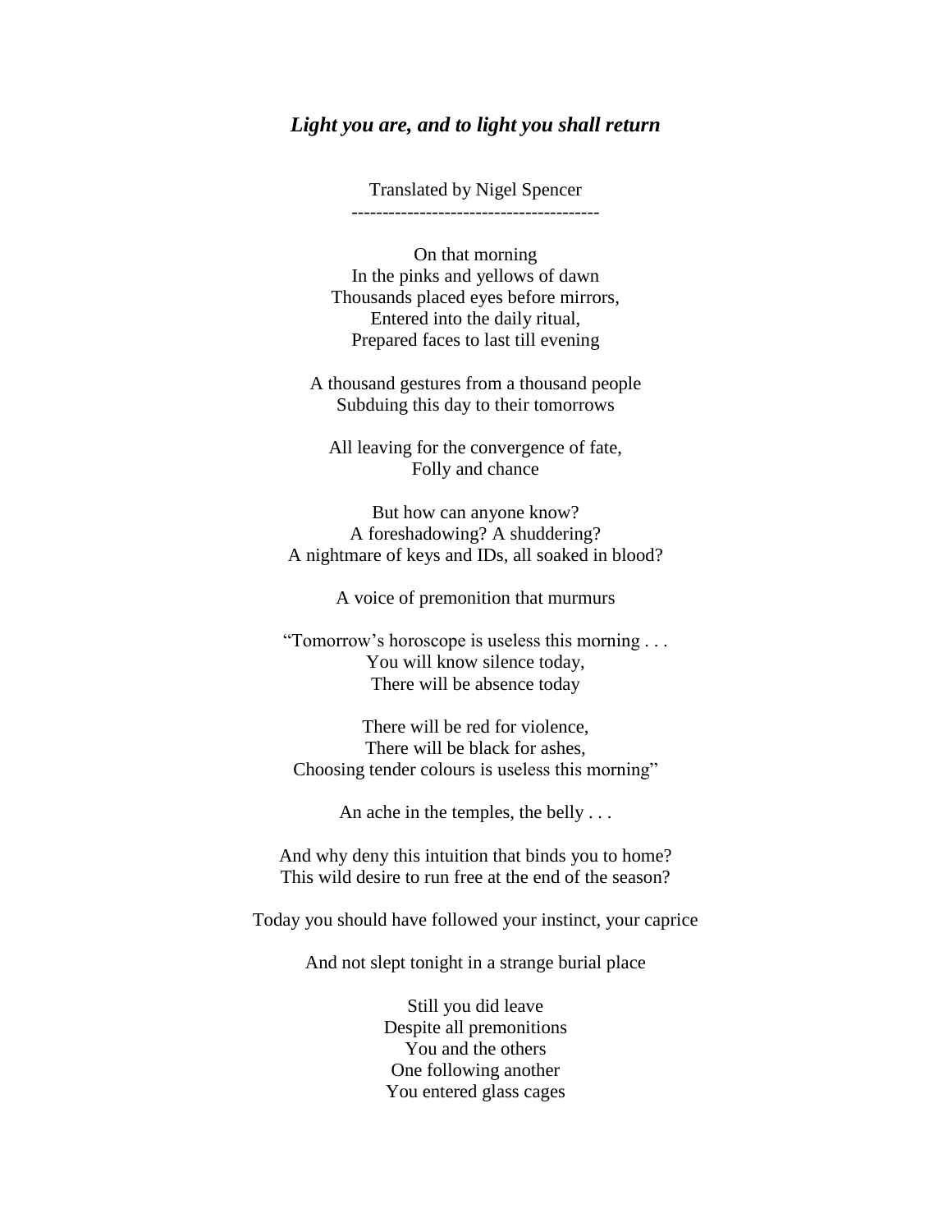## *Light you are, and to light you shall return*

Translated by Nigel Spencer

---

On that morning
In the pinks and yellows of dawn
Thousands placed eyes before mirrors,
Entered into the daily ritual,
Prepared faces to last till evening

A thousand gestures from a thousand people
Subduing this day to their tomorrows

All leaving for the convergence of fate,
Folly and chance

But how can anyone know?
A foreshadowing? A shuddering?
A nightmare of keys and IDs, all soaked in blood?

A voice of premonition that murmurs

"Tomorrow's horoscope is useless this morning . . .
You will know silence today,
There will be absence today

There will be red for violence,
There will be black for ashes,
Choosing tender colours is useless this morning"

An ache in the temples, the belly . . .

And why deny this intuition that binds you to home?
This wild desire to run free at the end of the season?

Today you should have followed your instinct, your caprice

And not slept tonight in a strange burial place

Still you did leave
Despite all premonitions
You and the others
One following another
You entered glass cages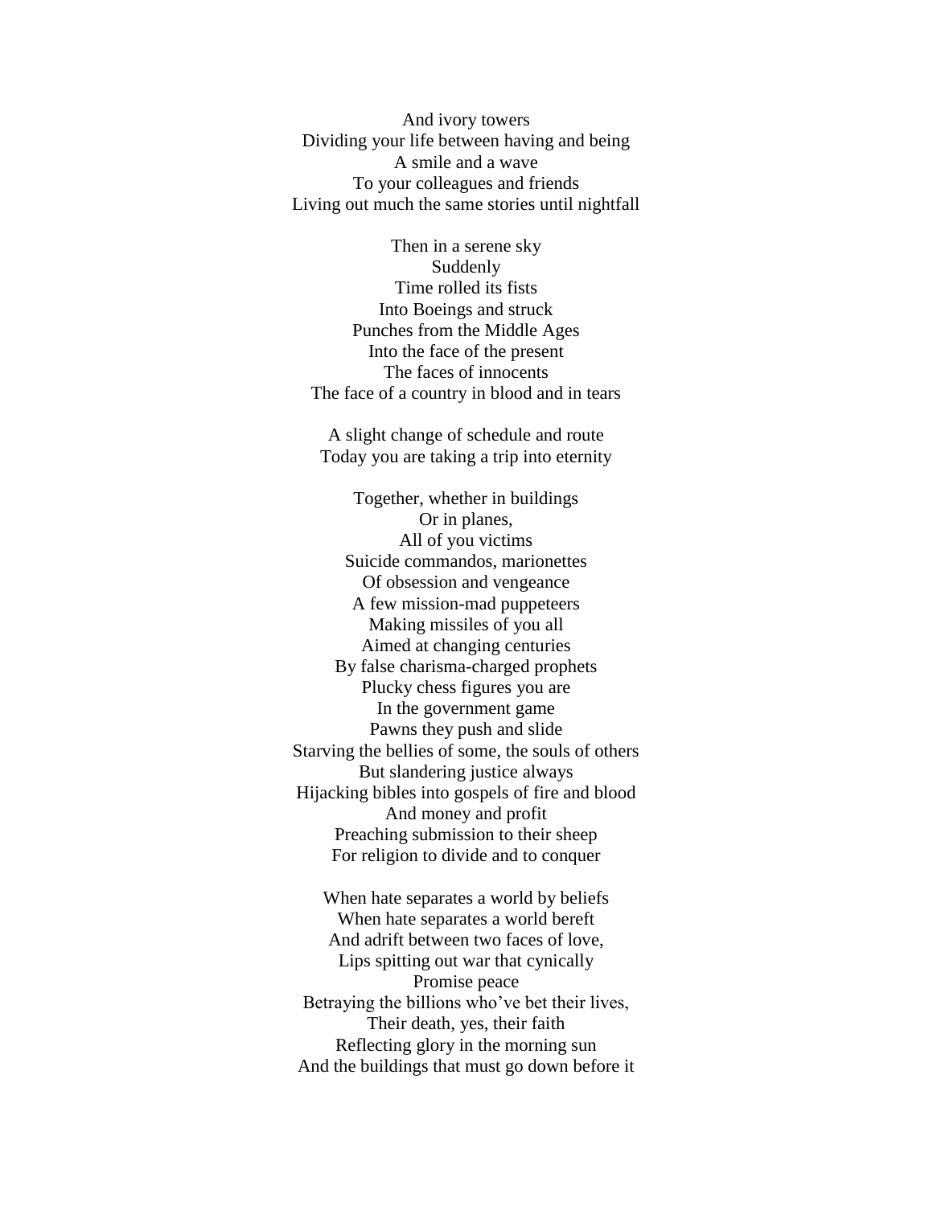And ivory towers
Dividing your life between having and being
A smile and a wave
To your colleagues and friends
Living out much the same stories until nightfall

Then in a serene sky
Suddenly
Time rolled its fists
Into Boeings and struck
Punches from the Middle Ages
Into the face of the present
The faces of innocents
The face of a country in blood and in tears

A slight change of schedule and route
Today you are taking a trip into eternity

Together, whether in buildings
Or in planes,
All of you victims
Suicide commandos, marionettes
Of obsession and vengeance
A few mission-mad puppeteers
Making missiles of you all
Aimed at changing centuries
By false charisma-charged prophets
Plucky chess figures you are
In the government game
Pawns they push and slide
Starving the bellies of some, the souls of others
But slandering justice always
Hijacking bibles into gospels of fire and blood
And money and profit
Preaching submission to their sheep
For religion to divide and to conquer

When hate separates a world by beliefs
When hate separates a world bereft
And adrift between two faces of love,
Lips spitting out war that cynically
Promise peace
Betraying the billions who've bet their lives,
Their death, yes, their faith
Reflecting glory in the morning sun
And the buildings that must go down before it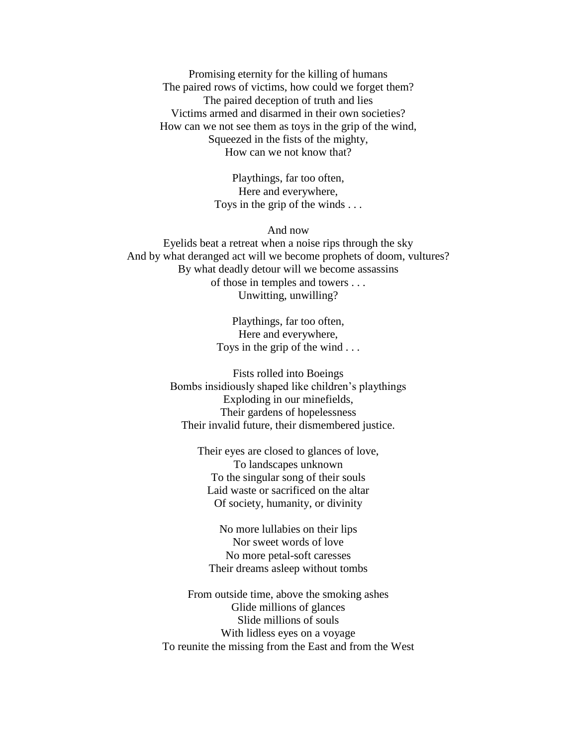Promising eternity for the killing of humans
The paired rows of victims, how could we forget them?
The paired deception of truth and lies
Victims armed and disarmed in their own societies?
How can we not see them as toys in the grip of the wind,
Squeezed in the fists of the mighty,
How can we not know that?

Playthings, far too often,
Here and everywhere,
Toys in the grip of the winds . . .

And now
Eyelids beat a retreat when a noise rips through the sky
And by what deranged act will we become prophets of doom, vultures?
By what deadly detour will we become assassins
of those in temples and towers . . .
Unwitting, unwilling?

Playthings, far too often,
Here and everywhere,
Toys in the grip of the wind . . .

Fists rolled into Boeings
Bombs insidiously shaped like children's playthings
Exploding in our minefields,
Their gardens of hopelessness
Their invalid future, their dismembered justice.

Their eyes are closed to glances of love,
To landscapes unknown
To the singular song of their souls
Laid waste or sacrificed on the altar
Of society, humanity, or divinity

No more lullabies on their lips
Nor sweet words of love
No more petal-soft caresses
Their dreams asleep without tombs

From outside time, above the smoking ashes
Glide millions of glances
Slide millions of souls
With lidless eyes on a voyage
To reunite the missing from the East and from the West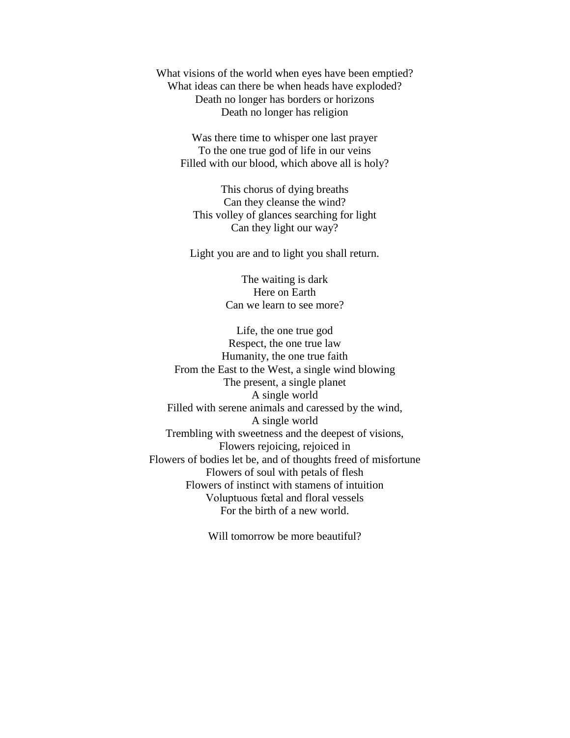What visions of the world when eyes have been emptied?  
What ideas can there be when heads have exploded?  
Death no longer has borders or horizons  
Death no longer has religion

Was there time to whisper one last prayer  
To the one true god of life in our veins  
Filled with our blood, which above all is holy?

This chorus of dying breaths  
Can they cleanse the wind?  
This volley of glances searching for light  
Can they light our way?

Light you are and to light you shall return.

The waiting is dark  
Here on Earth  
Can we learn to see more?

Life, the one true god  
Respect, the one true law  
Humanity, the one true faith  
From the East to the West, a single wind blowing  
The present, a single planet  
A single world  
Filled with serene animals and caressed by the wind,  
A single world  
Trembling with sweetness and the deepest of visions,  
Flowers rejoicing, rejoiced in  
Flowers of bodies let be, and of thoughts freed of misfortune  
Flowers of soul with petals of flesh  
Flowers of instinct with stamens of intuition  
Voluptuous fœtal and floral vessels  
For the birth of a new world.

Will tomorrow be more beautiful?